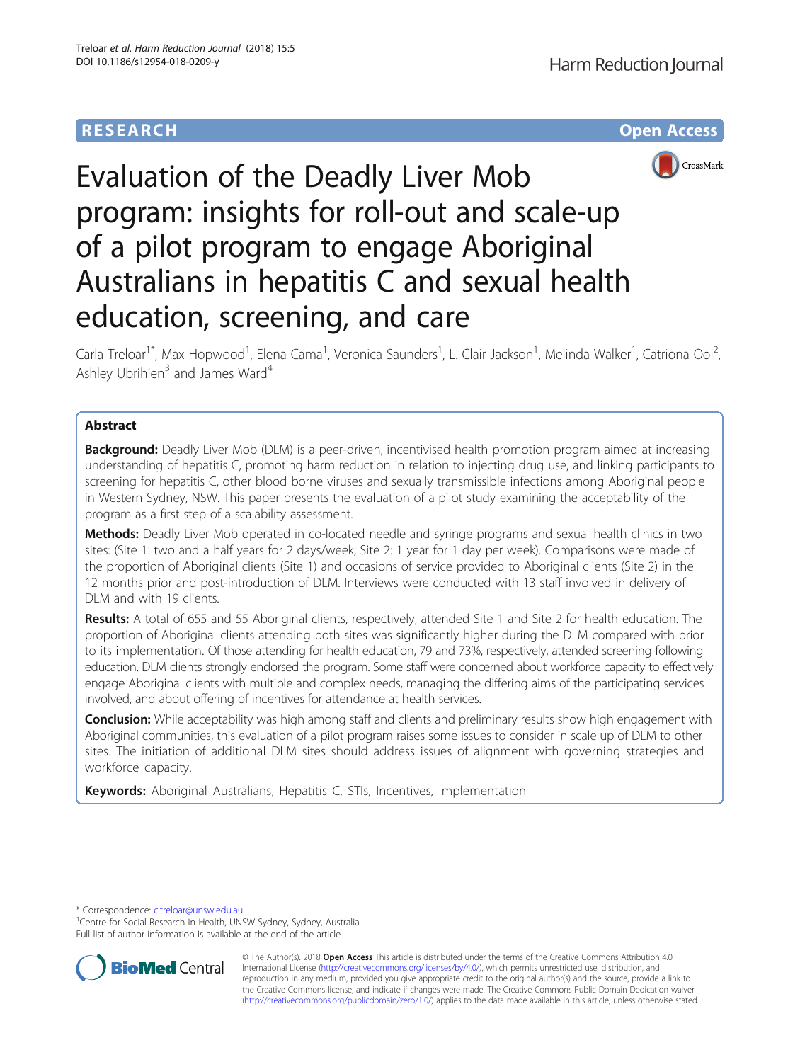RESEARCH

Open Access

# Evaluation of the Deadly Liver Mob program: insights for roll-out and scale-up of a pilot program to engage Aboriginal Australians in hepatitis C and sexual health education, screening, and care

Carla Treloar[1*], Max Hopwood[1], Elena Cama[1], Veronica Saunders[1], L. Clair Jackson[1], Melinda Walker[1], Catriona Ooi[2], Ashley Ubrihien[3] and James Ward[4]

## Abstract

**Background:** Deadly Liver Mob (DLM) is a peer-driven, incentivised health promotion program aimed at increasing understanding of hepatitis C, promoting harm reduction in relation to injecting drug use, and linking participants to screening for hepatitis C, other blood borne viruses and sexually transmissible infections among Aboriginal people in Western Sydney, NSW. This paper presents the evaluation of a pilot study examining the acceptability of the program as a first step of a scalability assessment.

**Methods:** Deadly Liver Mob operated in co-located needle and syringe programs and sexual health clinics in two sites: (Site 1: two and a half years for 2 days/week; Site 2: 1 year for 1 day per week). Comparisons were made of the proportion of Aboriginal clients (Site 1) and occasions of service provided to Aboriginal clients (Site 2) in the 12 months prior and post-introduction of DLM. Interviews were conducted with 13 staff involved in delivery of DLM and with 19 clients.

**Results:** A total of 655 and 55 Aboriginal clients, respectively, attended Site 1 and Site 2 for health education. The proportion of Aboriginal clients attending both sites was significantly higher during the DLM compared with prior to its implementation. Of those attending for health education, 79 and 73%, respectively, attended screening following education. DLM clients strongly endorsed the program. Some staff were concerned about workforce capacity to effectively engage Aboriginal clients with multiple and complex needs, managing the differing aims of the participating services involved, and about offering of incentives for attendance at health services.

**Conclusion:** While acceptability was high among staff and clients and preliminary results show high engagement with Aboriginal communities, this evaluation of a pilot program raises some issues to consider in scale up of DLM to other sites. The initiation of additional DLM sites should address issues of alignment with governing strategies and workforce capacity.

**Keywords:** Aboriginal Australians, Hepatitis C, STIs, Incentives, Implementation

---

* Correspondence: c.treloar@unsw.edu.au
[1]Centre for Social Research in Health, UNSW Sydney, Sydney, Australia
Full list of author information is available at the end of the article

© The Author(s). 2018 **Open Access** This article is distributed under the terms of the Creative Commons Attribution 4.0 International License (http://creativecommons.org/licenses/by/4.0/), which permits unrestricted use, distribution, and reproduction in any medium, provided you give appropriate credit to the original author(s) and the source, provide a link to the Creative Commons license, and indicate if changes were made. The Creative Commons Public Domain Dedication waiver (http://creativecommons.org/publicdomain/zero/1.0/) applies to the data made available in this article, unless otherwise stated.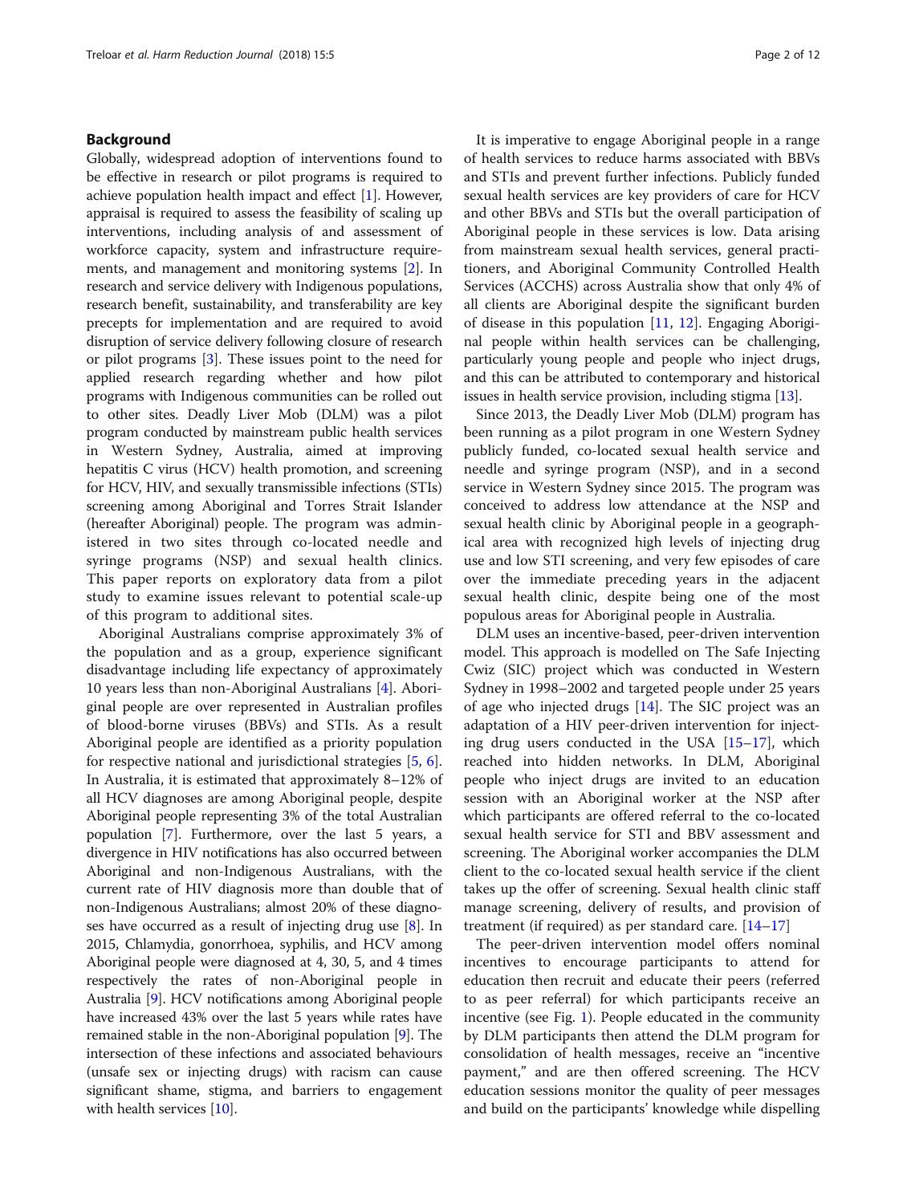## Background

Globally, widespread adoption of interventions found to be effective in research or pilot programs is required to achieve population health impact and effect [1]. However, appraisal is required to assess the feasibility of scaling up interventions, including analysis of and assessment of workforce capacity, system and infrastructure requirements, and management and monitoring systems [2]. In research and service delivery with Indigenous populations, research benefit, sustainability, and transferability are key precepts for implementation and are required to avoid disruption of service delivery following closure of research or pilot programs [3]. These issues point to the need for applied research regarding whether and how pilot programs with Indigenous communities can be rolled out to other sites. Deadly Liver Mob (DLM) was a pilot program conducted by mainstream public health services in Western Sydney, Australia, aimed at improving hepatitis C virus (HCV) health promotion, and screening for HCV, HIV, and sexually transmissible infections (STIs) screening among Aboriginal and Torres Strait Islander (hereafter Aboriginal) people. The program was administered in two sites through co-located needle and syringe programs (NSP) and sexual health clinics. This paper reports on exploratory data from a pilot study to examine issues relevant to potential scale-up of this program to additional sites.

Aboriginal Australians comprise approximately 3% of the population and as a group, experience significant disadvantage including life expectancy of approximately 10 years less than non-Aboriginal Australians [4]. Aboriginal people are over represented in Australian profiles of blood-borne viruses (BBVs) and STIs. As a result Aboriginal people are identified as a priority population for respective national and jurisdictional strategies [5, 6]. In Australia, it is estimated that approximately 8–12% of all HCV diagnoses are among Aboriginal people, despite Aboriginal people representing 3% of the total Australian population [7]. Furthermore, over the last 5 years, a divergence in HIV notifications has also occurred between Aboriginal and non-Indigenous Australians, with the current rate of HIV diagnosis more than double that of non-Indigenous Australians; almost 20% of these diagnoses have occurred as a result of injecting drug use [8]. In 2015, Chlamydia, gonorrhoea, syphilis, and HCV among Aboriginal people were diagnosed at 4, 30, 5, and 4 times respectively the rates of non-Aboriginal people in Australia [9]. HCV notifications among Aboriginal people have increased 43% over the last 5 years while rates have remained stable in the non-Aboriginal population [9]. The intersection of these infections and associated behaviours (unsafe sex or injecting drugs) with racism can cause significant shame, stigma, and barriers to engagement with health services [10].

It is imperative to engage Aboriginal people in a range of health services to reduce harms associated with BBVs and STIs and prevent further infections. Publicly funded sexual health services are key providers of care for HCV and other BBVs and STIs but the overall participation of Aboriginal people in these services is low. Data arising from mainstream sexual health services, general practitioners, and Aboriginal Community Controlled Health Services (ACCHS) across Australia show that only 4% of all clients are Aboriginal despite the significant burden of disease in this population [11, 12]. Engaging Aboriginal people within health services can be challenging, particularly young people and people who inject drugs, and this can be attributed to contemporary and historical issues in health service provision, including stigma [13].

Since 2013, the Deadly Liver Mob (DLM) program has been running as a pilot program in one Western Sydney publicly funded, co-located sexual health service and needle and syringe program (NSP), and in a second service in Western Sydney since 2015. The program was conceived to address low attendance at the NSP and sexual health clinic by Aboriginal people in a geographical area with recognized high levels of injecting drug use and low STI screening, and very few episodes of care over the immediate preceding years in the adjacent sexual health clinic, despite being one of the most populous areas for Aboriginal people in Australia.

DLM uses an incentive-based, peer-driven intervention model. This approach is modelled on The Safe Injecting Cwiz (SIC) project which was conducted in Western Sydney in 1998–2002 and targeted people under 25 years of age who injected drugs [14]. The SIC project was an adaptation of a HIV peer-driven intervention for injecting drug users conducted in the USA [15–17], which reached into hidden networks. In DLM, Aboriginal people who inject drugs are invited to an education session with an Aboriginal worker at the NSP after which participants are offered referral to the co-located sexual health service for STI and BBV assessment and screening. The Aboriginal worker accompanies the DLM client to the co-located sexual health service if the client takes up the offer of screening. Sexual health clinic staff manage screening, delivery of results, and provision of treatment (if required) as per standard care. [14–17]

The peer-driven intervention model offers nominal incentives to encourage participants to attend for education then recruit and educate their peers (referred to as peer referral) for which participants receive an incentive (see Fig. 1). People educated in the community by DLM participants then attend the DLM program for consolidation of health messages, receive an "incentive payment," and are then offered screening. The HCV education sessions monitor the quality of peer messages and build on the participants' knowledge while dispelling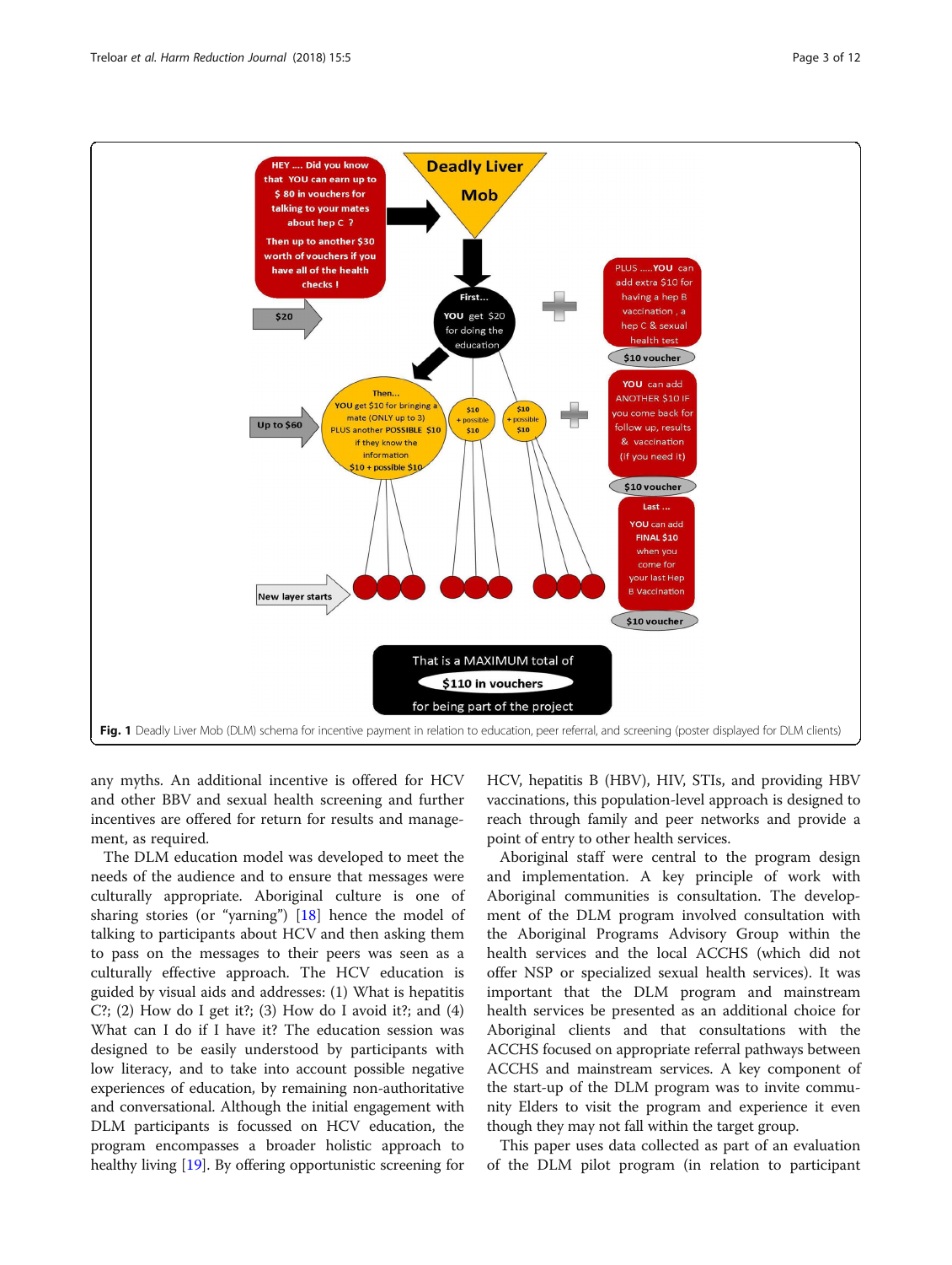**Fig. 1** Deadly Liver Mob (DLM) schema for incentive payment in relation to education, peer referral, and screening (poster displayed for DLM clients)

any myths. An additional incentive is offered for HCV and other BBV and sexual health screening and further incentives are offered for return for results and management, as required.

The DLM education model was developed to meet the needs of the audience and to ensure that messages were culturally appropriate. Aboriginal culture is one of sharing stories (or "yarning") [18] hence the model of talking to participants about HCV and then asking them to pass on the messages to their peers was seen as a culturally effective approach. The HCV education is guided by visual aids and addresses: (1) What is hepatitis C?; (2) How do I get it?; (3) How do I avoid it?; and (4) What can I do if I have it? The education session was designed to be easily understood by participants with low literacy, and to take into account possible negative experiences of education, by remaining non-authoritative and conversational. Although the initial engagement with DLM participants is focussed on HCV education, the program encompasses a broader holistic approach to healthy living [19]. By offering opportunistic screening for HCV, hepatitis B (HBV), HIV, STIs, and providing HBV vaccinations, this population-level approach is designed to reach through family and peer networks and provide a point of entry to other health services.

Aboriginal staff were central to the program design and implementation. A key principle of work with Aboriginal communities is consultation. The development of the DLM program involved consultation with the Aboriginal Programs Advisory Group within the health services and the local ACCHS (which did not offer NSP or specialized sexual health services). It was important that the DLM program and mainstream health services be presented as an additional choice for Aboriginal clients and that consultations with the ACCHS focused on appropriate referral pathways between ACCHS and mainstream services. A key component of the start-up of the DLM program was to invite community Elders to visit the program and experience it even though they may not fall within the target group.

This paper uses data collected as part of an evaluation of the DLM pilot program (in relation to participant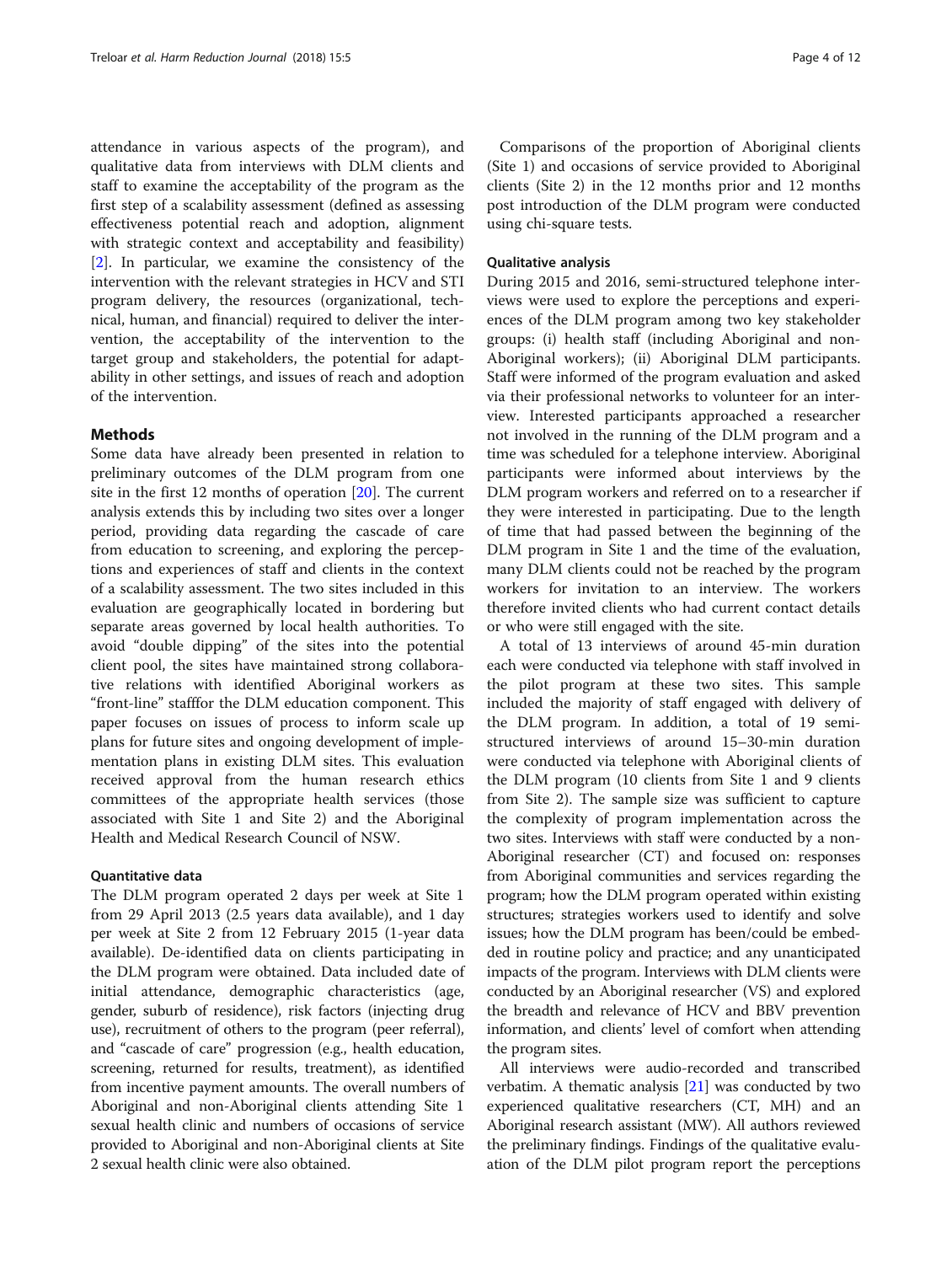attendance in various aspects of the program), and qualitative data from interviews with DLM clients and staff to examine the acceptability of the program as the first step of a scalability assessment (defined as assessing effectiveness potential reach and adoption, alignment with strategic context and acceptability and feasibility) [2]. In particular, we examine the consistency of the intervention with the relevant strategies in HCV and STI program delivery, the resources (organizational, technical, human, and financial) required to deliver the intervention, the acceptability of the intervention to the target group and stakeholders, the potential for adaptability in other settings, and issues of reach and adoption of the intervention.

## Methods

Some data have already been presented in relation to preliminary outcomes of the DLM program from one site in the first 12 months of operation [20]. The current analysis extends this by including two sites over a longer period, providing data regarding the cascade of care from education to screening, and exploring the perceptions and experiences of staff and clients in the context of a scalability assessment. The two sites included in this evaluation are geographically located in bordering but separate areas governed by local health authorities. To avoid "double dipping" of the sites into the potential client pool, the sites have maintained strong collaborative relations with identified Aboriginal workers as "front-line" stafffor the DLM education component. This paper focuses on issues of process to inform scale up plans for future sites and ongoing development of implementation plans in existing DLM sites. This evaluation received approval from the human research ethics committees of the appropriate health services (those associated with Site 1 and Site 2) and the Aboriginal Health and Medical Research Council of NSW.

### Quantitative data

The DLM program operated 2 days per week at Site 1 from 29 April 2013 (2.5 years data available), and 1 day per week at Site 2 from 12 February 2015 (1-year data available). De-identified data on clients participating in the DLM program were obtained. Data included date of initial attendance, demographic characteristics (age, gender, suburb of residence), risk factors (injecting drug use), recruitment of others to the program (peer referral), and "cascade of care" progression (e.g., health education, screening, returned for results, treatment), as identified from incentive payment amounts. The overall numbers of Aboriginal and non-Aboriginal clients attending Site 1 sexual health clinic and numbers of occasions of service provided to Aboriginal and non-Aboriginal clients at Site 2 sexual health clinic were also obtained.

Comparisons of the proportion of Aboriginal clients (Site 1) and occasions of service provided to Aboriginal clients (Site 2) in the 12 months prior and 12 months post introduction of the DLM program were conducted using chi-square tests.

### Qualitative analysis

During 2015 and 2016, semi-structured telephone interviews were used to explore the perceptions and experiences of the DLM program among two key stakeholder groups: (i) health staff (including Aboriginal and non-Aboriginal workers); (ii) Aboriginal DLM participants. Staff were informed of the program evaluation and asked via their professional networks to volunteer for an interview. Interested participants approached a researcher not involved in the running of the DLM program and a time was scheduled for a telephone interview. Aboriginal participants were informed about interviews by the DLM program workers and referred on to a researcher if they were interested in participating. Due to the length of time that had passed between the beginning of the DLM program in Site 1 and the time of the evaluation, many DLM clients could not be reached by the program workers for invitation to an interview. The workers therefore invited clients who had current contact details or who were still engaged with the site.

A total of 13 interviews of around 45-min duration each were conducted via telephone with staff involved in the pilot program at these two sites. This sample included the majority of staff engaged with delivery of the DLM program. In addition, a total of 19 semi-structured interviews of around 15–30-min duration were conducted via telephone with Aboriginal clients of the DLM program (10 clients from Site 1 and 9 clients from Site 2). The sample size was sufficient to capture the complexity of program implementation across the two sites. Interviews with staff were conducted by a non-Aboriginal researcher (CT) and focused on: responses from Aboriginal communities and services regarding the program; how the DLM program operated within existing structures; strategies workers used to identify and solve issues; how the DLM program has been/could be embedded in routine policy and practice; and any unanticipated impacts of the program. Interviews with DLM clients were conducted by an Aboriginal researcher (VS) and explored the breadth and relevance of HCV and BBV prevention information, and clients' level of comfort when attending the program sites.

All interviews were audio-recorded and transcribed verbatim. A thematic analysis [21] was conducted by two experienced qualitative researchers (CT, MH) and an Aboriginal research assistant (MW). All authors reviewed the preliminary findings. Findings of the qualitative evaluation of the DLM pilot program report the perceptions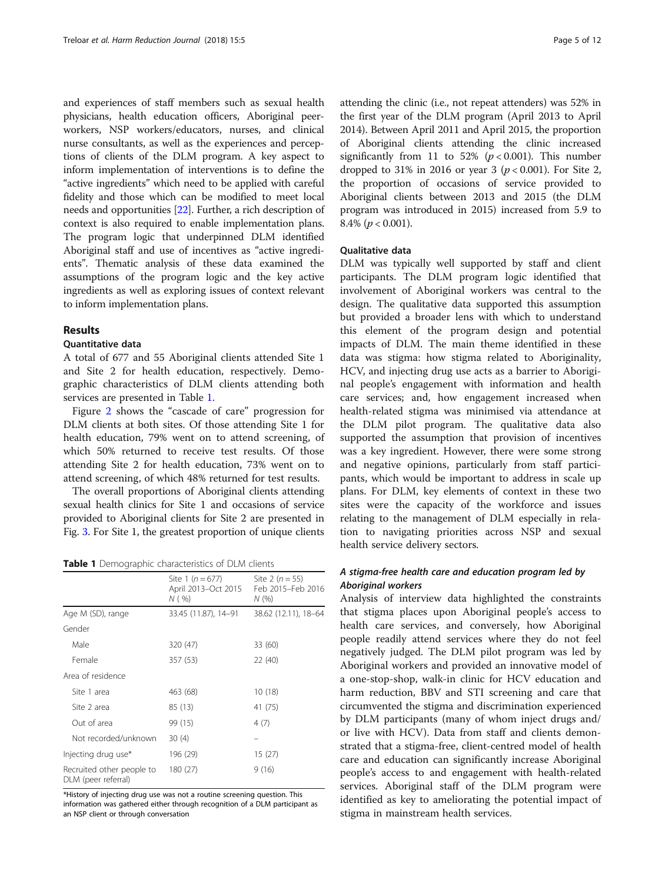and experiences of staff members such as sexual health physicians, health education officers, Aboriginal peer-workers, NSP workers/educators, nurses, and clinical nurse consultants, as well as the experiences and perceptions of clients of the DLM program. A key aspect to inform implementation of interventions is to define the "active ingredients" which need to be applied with careful fidelity and those which can be modified to meet local needs and opportunities [22]. Further, a rich description of context is also required to enable implementation plans. The program logic that underpinned DLM identified Aboriginal staff and use of incentives as "active ingredients". Thematic analysis of these data examined the assumptions of the program logic and the key active ingredients as well as exploring issues of context relevant to inform implementation plans.

## Results

### Quantitative data

A total of 677 and 55 Aboriginal clients attended Site 1 and Site 2 for health education, respectively. Demographic characteristics of DLM clients attending both services are presented in Table 1.

Figure 2 shows the "cascade of care" progression for DLM clients at both sites. Of those attending Site 1 for health education, 79% went on to attend screening, of which 50% returned to receive test results. Of those attending Site 2 for health education, 73% went on to attend screening, of which 48% returned for test results.

The overall proportions of Aboriginal clients attending sexual health clinics for Site 1 and occasions of service provided to Aboriginal clients for Site 2 are presented in Fig. 3. For Site 1, the greatest proportion of unique clients attending the clinic (i.e., not repeat attenders) was 52% in the first year of the DLM program (April 2013 to April 2014). Between April 2011 and April 2015, the proportion of Aboriginal clients attending the clinic increased significantly from 11 to 52% ($p < 0.001$). This number dropped to 31% in 2016 or year 3 ($p < 0.001$). For Site 2, the proportion of occasions of service provided to Aboriginal clients between 2013 and 2015 (the DLM program was introduced in 2015) increased from 5.9 to 8.4% ($p < 0.001$).

**Table 1** Demographic characteristics of DLM clients

| | Site 1 ($n = 677$) April 2013–Oct 2015 N (%) | Site 2 ($n = 55$) Feb 2015–Feb 2016 N (%) |
|---|---|---|
| Age M (SD), range | 33.45 (11.87), 14–91 | 38.62 (12.11), 18–64 |
| Gender | | |
| Male | 320 (47) | 33 (60) |
| Female | 357 (53) | 22 (40) |
| Area of residence | | |
| Site 1 area | 463 (68) | 10 (18) |
| Site 2 area | 85 (13) | 41 (75) |
| Out of area | 99 (15) | 4 (7) |
| Not recorded/unknown | 30 (4) | – |
| Injecting drug use* | 196 (29) | 15 (27) |
| Recruited other people to DLM (peer referral) | 180 (27) | 9 (16) |

*History of injecting drug use was not a routine screening question. This information was gathered either through recognition of a DLM participant as an NSP client or through conversation

### Qualitative data

DLM was typically well supported by staff and client participants. The DLM program logic identified that involvement of Aboriginal workers was central to the design. The qualitative data supported this assumption but provided a broader lens with which to understand this element of the program design and potential impacts of DLM. The main theme identified in these data was stigma: how stigma related to Aboriginality, HCV, and injecting drug use acts as a barrier to Aboriginal people's engagement with information and health care services; and, how engagement increased when health-related stigma was minimised via attendance at the DLM pilot program. The qualitative data also supported the assumption that provision of incentives was a key ingredient. However, there were some strong and negative opinions, particularly from staff participants, which would be important to address in scale up plans. For DLM, key elements of context in these two sites were the capacity of the workforce and issues relating to the management of DLM especially in relation to navigating priorities across NSP and sexual health service delivery sectors.

#### *A stigma-free health care and education program led by Aboriginal workers*

Analysis of interview data highlighted the constraints that stigma places upon Aboriginal people's access to health care services, and conversely, how Aboriginal people readily attend services where they do not feel negatively judged. The DLM pilot program was led by Aboriginal workers and provided an innovative model of a one-stop-shop, walk-in clinic for HCV education and harm reduction, BBV and STI screening and care that circumvented the stigma and discrimination experienced by DLM participants (many of whom inject drugs and/or live with HCV). Data from staff and clients demonstrated that a stigma-free, client-centred model of health care and education can significantly increase Aboriginal people's access to and engagement with health-related services. Aboriginal staff of the DLM program were identified as key to ameliorating the potential impact of stigma in mainstream health services.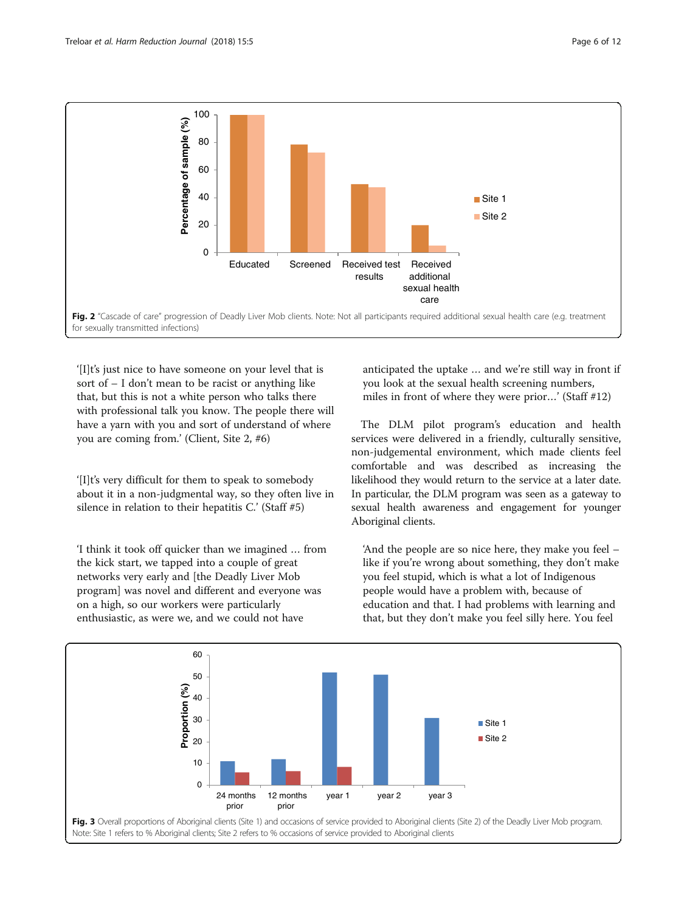Fig. 2 "Cascade of care" progression of Deadly Liver Mob clients. Note: Not all participants required additional sexual health care (e.g. treatment for sexually transmitted infections)

'[I]t's just nice to have someone on your level that is sort of – I don't mean to be racist or anything like that, but this is not a white person who talks there with professional talk you know. The people there will have a yarn with you and sort of understand of where you are coming from.' (Client, Site 2, #6)

'[I]t's very difficult for them to speak to somebody about it in a non-judgmental way, so they often live in silence in relation to their hepatitis C.' (Staff #5)

'I think it took off quicker than we imagined … from the kick start, we tapped into a couple of great networks very early and [the Deadly Liver Mob program] was novel and different and everyone was on a high, so our workers were particularly enthusiastic, as were we, and we could not have anticipated the uptake … and we're still way in front if you look at the sexual health screening numbers, miles in front of where they were prior…' (Staff #12)

The DLM pilot program's education and health services were delivered in a friendly, culturally sensitive, non-judgemental environment, which made clients feel comfortable and was described as increasing the likelihood they would return to the service at a later date. In particular, the DLM program was seen as a gateway to sexual health awareness and engagement for younger Aboriginal clients.

'And the people are so nice here, they make you feel – like if you're wrong about something, they don't make you feel stupid, which is what a lot of Indigenous people would have a problem with, because of education and that. I had problems with learning and that, but they don't make you feel silly here. You feel

Fig. 3 Overall proportions of Aboriginal clients (Site 1) and occasions of service provided to Aboriginal clients (Site 2) of the Deadly Liver Mob program. Note: Site 1 refers to % Aboriginal clients; Site 2 refers to % occasions of service provided to Aboriginal clients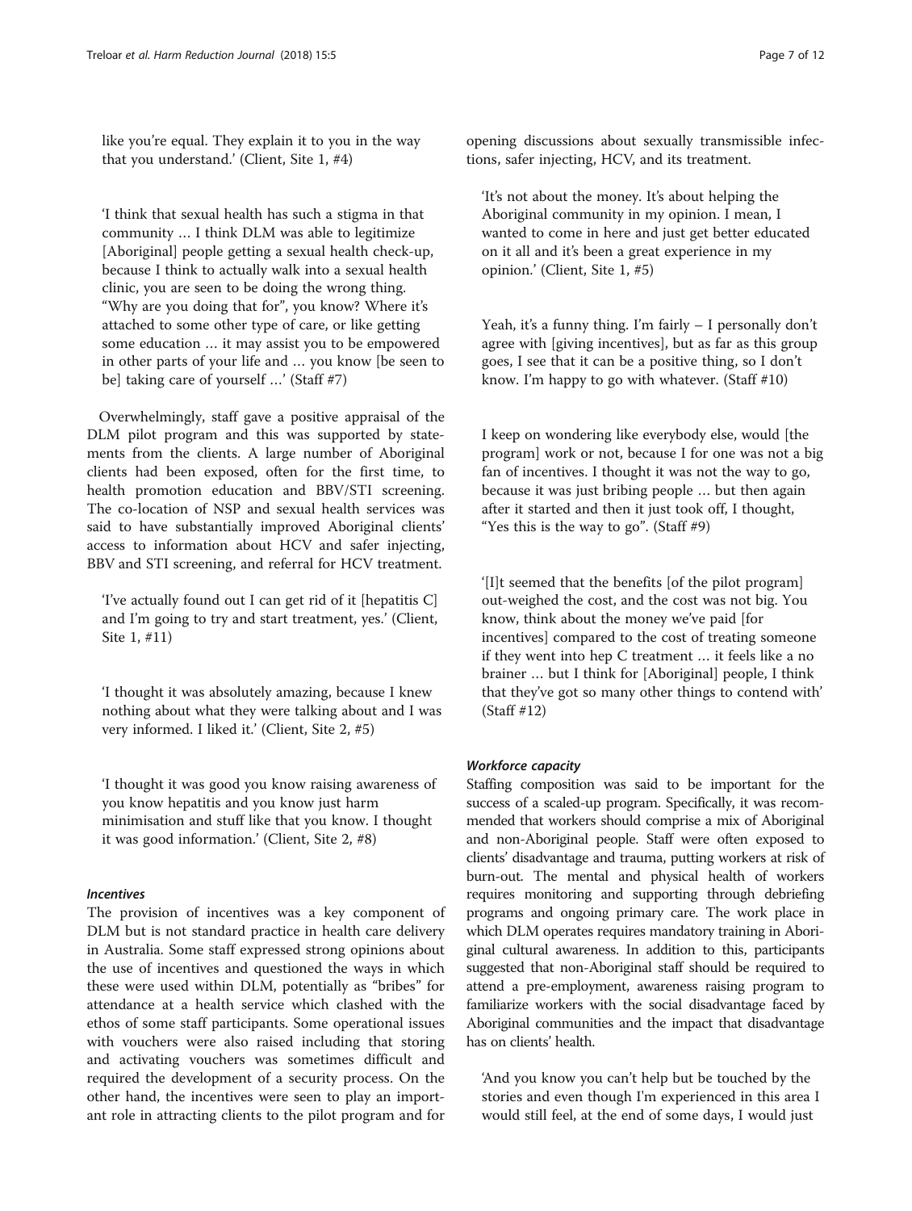like you're equal. They explain it to you in the way that you understand.' (Client, Site 1, #4)

> 'I think that sexual health has such a stigma in that community … I think DLM was able to legitimize [Aboriginal] people getting a sexual health check-up, because I think to actually walk into a sexual health clinic, you are seen to be doing the wrong thing. "Why are you doing that for", you know? Where it's attached to some other type of care, or like getting some education … it may assist you to be empowered in other parts of your life and … you know [be seen to be] taking care of yourself …' (Staff #7)

Overwhelmingly, staff gave a positive appraisal of the DLM pilot program and this was supported by statements from the clients. A large number of Aboriginal clients had been exposed, often for the first time, to health promotion education and BBV/STI screening. The co-location of NSP and sexual health services was said to have substantially improved Aboriginal clients' access to information about HCV and safer injecting, BBV and STI screening, and referral for HCV treatment.

> 'I've actually found out I can get rid of it [hepatitis C] and I'm going to try and start treatment, yes.' (Client, Site 1, #11)

> 'I thought it was absolutely amazing, because I knew nothing about what they were talking about and I was very informed. I liked it.' (Client, Site 2, #5)

> 'I thought it was good you know raising awareness of you know hepatitis and you know just harm minimisation and stuff like that you know. I thought it was good information.' (Client, Site 2, #8)

#### Incentives

The provision of incentives was a key component of DLM but is not standard practice in health care delivery in Australia. Some staff expressed strong opinions about the use of incentives and questioned the ways in which these were used within DLM, potentially as "bribes" for attendance at a health service which clashed with the ethos of some staff participants. Some operational issues with vouchers were also raised including that storing and activating vouchers was sometimes difficult and required the development of a security process. On the other hand, the incentives were seen to play an important role in attracting clients to the pilot program and for opening discussions about sexually transmissible infections, safer injecting, HCV, and its treatment.

> 'It's not about the money. It's about helping the Aboriginal community in my opinion. I mean, I wanted to come in here and just get better educated on it all and it's been a great experience in my opinion.' (Client, Site 1, #5)

> Yeah, it's a funny thing. I'm fairly – I personally don't agree with [giving incentives], but as far as this group goes, I see that it can be a positive thing, so I don't know. I'm happy to go with whatever. (Staff #10)

> I keep on wondering like everybody else, would [the program] work or not, because I for one was not a big fan of incentives. I thought it was not the way to go, because it was just bribing people … but then again after it started and then it just took off, I thought, "Yes this is the way to go". (Staff #9)

> '[I]t seemed that the benefits [of the pilot program] out-weighed the cost, and the cost was not big. You know, think about the money we've paid [for incentives] compared to the cost of treating someone if they went into hep C treatment … it feels like a no brainer … but I think for [Aboriginal] people, I think that they've got so many other things to contend with' (Staff #12)

#### Workforce capacity

Staffing composition was said to be important for the success of a scaled-up program. Specifically, it was recommended that workers should comprise a mix of Aboriginal and non-Aboriginal people. Staff were often exposed to clients' disadvantage and trauma, putting workers at risk of burn-out. The mental and physical health of workers requires monitoring and supporting through debriefing programs and ongoing primary care. The work place in which DLM operates requires mandatory training in Aboriginal cultural awareness. In addition to this, participants suggested that non-Aboriginal staff should be required to attend a pre-employment, awareness raising program to familiarize workers with the social disadvantage faced by Aboriginal communities and the impact that disadvantage has on clients' health.

> 'And you know you can't help but be touched by the stories and even though I'm experienced in this area I would still feel, at the end of some days, I would just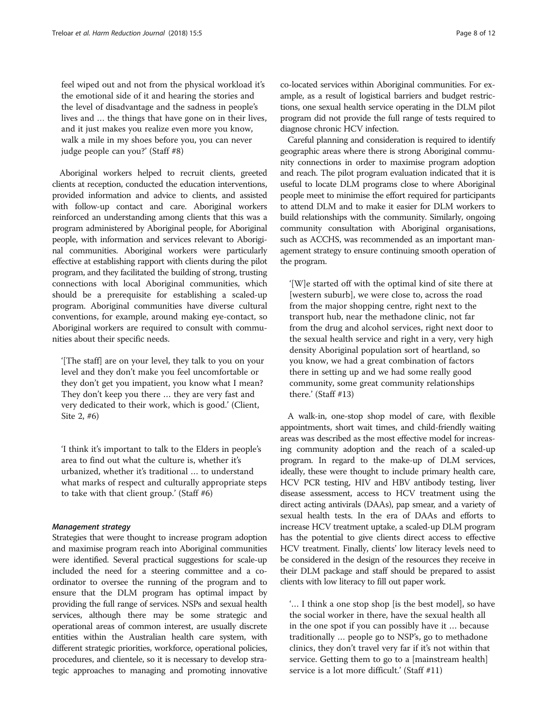feel wiped out and not from the physical workload it's the emotional side of it and hearing the stories and the level of disadvantage and the sadness in people's lives and … the things that have gone on in their lives, and it just makes you realize even more you know, walk a mile in my shoes before you, you can never judge people can you?' (Staff #8)

Aboriginal workers helped to recruit clients, greeted clients at reception, conducted the education interventions, provided information and advice to clients, and assisted with follow-up contact and care. Aboriginal workers reinforced an understanding among clients that this was a program administered by Aboriginal people, for Aboriginal people, with information and services relevant to Aboriginal communities. Aboriginal workers were particularly effective at establishing rapport with clients during the pilot program, and they facilitated the building of strong, trusting connections with local Aboriginal communities, which should be a prerequisite for establishing a scaled-up program. Aboriginal communities have diverse cultural conventions, for example, around making eye-contact, so Aboriginal workers are required to consult with communities about their specific needs.

> '[The staff] are on your level, they talk to you on your level and they don't make you feel uncomfortable or they don't get you impatient, you know what I mean? They don't keep you there … they are very fast and very dedicated to their work, which is good.' (Client, Site 2, #6)

> 'I think it's important to talk to the Elders in people's area to find out what the culture is, whether it's urbanized, whether it's traditional … to understand what marks of respect and culturally appropriate steps to take with that client group.' (Staff #6)

#### *Management strategy*

Strategies that were thought to increase program adoption and maximise program reach into Aboriginal communities were identified. Several practical suggestions for scale-up included the need for a steering committee and a coordinator to oversee the running of the program and to ensure that the DLM program has optimal impact by providing the full range of services. NSPs and sexual health services, although there may be some strategic and operational areas of common interest, are usually discrete entities within the Australian health care system, with different strategic priorities, workforce, operational policies, procedures, and clientele, so it is necessary to develop strategic approaches to managing and promoting innovative co-located services within Aboriginal communities. For example, as a result of logistical barriers and budget restrictions, one sexual health service operating in the DLM pilot program did not provide the full range of tests required to diagnose chronic HCV infection.

Careful planning and consideration is required to identify geographic areas where there is strong Aboriginal community connections in order to maximise program adoption and reach. The pilot program evaluation indicated that it is useful to locate DLM programs close to where Aboriginal people meet to minimise the effort required for participants to attend DLM and to make it easier for DLM workers to build relationships with the community. Similarly, ongoing community consultation with Aboriginal organisations, such as ACCHS, was recommended as an important management strategy to ensure continuing smooth operation of the program.

> '[W]e started off with the optimal kind of site there at [western suburb], we were close to, across the road from the major shopping centre, right next to the transport hub, near the methadone clinic, not far from the drug and alcohol services, right next door to the sexual health service and right in a very, very high density Aboriginal population sort of heartland, so you know, we had a great combination of factors there in setting up and we had some really good community, some great community relationships there.' (Staff #13)

A walk-in, one-stop shop model of care, with flexible appointments, short wait times, and child-friendly waiting areas was described as the most effective model for increasing community adoption and the reach of a scaled-up program. In regard to the make-up of DLM services, ideally, these were thought to include primary health care, HCV PCR testing, HIV and HBV antibody testing, liver disease assessment, access to HCV treatment using the direct acting antivirals (DAAs), pap smear, and a variety of sexual health tests. In the era of DAAs and efforts to increase HCV treatment uptake, a scaled-up DLM program has the potential to give clients direct access to effective HCV treatment. Finally, clients' low literacy levels need to be considered in the design of the resources they receive in their DLM package and staff should be prepared to assist clients with low literacy to fill out paper work.

> '… I think a one stop shop [is the best model], so have the social worker in there, have the sexual health all in the one spot if you can possibly have it … because traditionally … people go to NSP's, go to methadone clinics, they don't travel very far if it's not within that service. Getting them to go to a [mainstream health] service is a lot more difficult.' (Staff #11)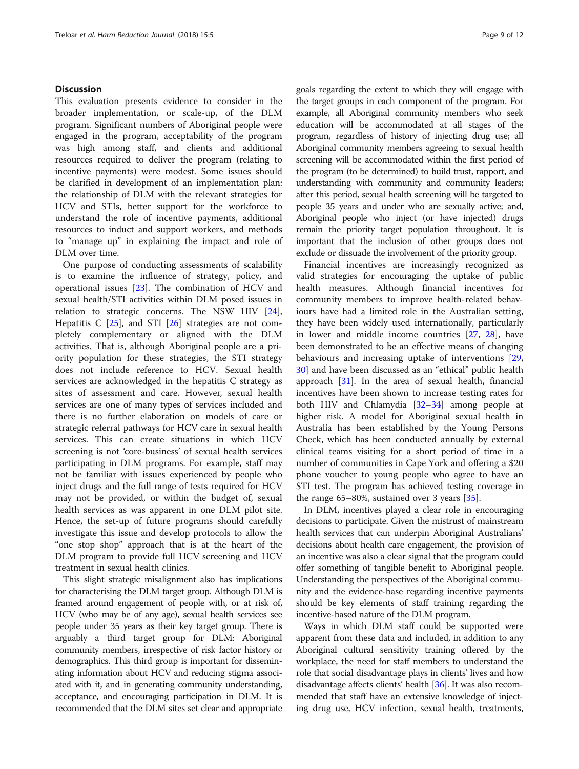## Discussion

This evaluation presents evidence to consider in the broader implementation, or scale-up, of the DLM program. Significant numbers of Aboriginal people were engaged in the program, acceptability of the program was high among staff, and clients and additional resources required to deliver the program (relating to incentive payments) were modest. Some issues should be clarified in development of an implementation plan: the relationship of DLM with the relevant strategies for HCV and STIs, better support for the workforce to understand the role of incentive payments, additional resources to induct and support workers, and methods to "manage up" in explaining the impact and role of DLM over time.

One purpose of conducting assessments of scalability is to examine the influence of strategy, policy, and operational issues [23]. The combination of HCV and sexual health/STI activities within DLM posed issues in relation to strategic concerns. The NSW HIV [24], Hepatitis C [25], and STI [26] strategies are not completely complementary or aligned with the DLM activities. That is, although Aboriginal people are a priority population for these strategies, the STI strategy does not include reference to HCV. Sexual health services are acknowledged in the hepatitis C strategy as sites of assessment and care. However, sexual health services are one of many types of services included and there is no further elaboration on models of care or strategic referral pathways for HCV care in sexual health services. This can create situations in which HCV screening is not 'core-business' of sexual health services participating in DLM programs. For example, staff may not be familiar with issues experienced by people who inject drugs and the full range of tests required for HCV may not be provided, or within the budget of, sexual health services as was apparent in one DLM pilot site. Hence, the set-up of future programs should carefully investigate this issue and develop protocols to allow the "one stop shop" approach that is at the heart of the DLM program to provide full HCV screening and HCV treatment in sexual health clinics.

This slight strategic misalignment also has implications for characterising the DLM target group. Although DLM is framed around engagement of people with, or at risk of, HCV (who may be of any age), sexual health services see people under 35 years as their key target group. There is arguably a third target group for DLM: Aboriginal community members, irrespective of risk factor history or demographics. This third group is important for disseminating information about HCV and reducing stigma associated with it, and in generating community understanding, acceptance, and encouraging participation in DLM. It is recommended that the DLM sites set clear and appropriate goals regarding the extent to which they will engage with the target groups in each component of the program. For example, all Aboriginal community members who seek education will be accommodated at all stages of the program, regardless of history of injecting drug use; all Aboriginal community members agreeing to sexual health screening will be accommodated within the first period of the program (to be determined) to build trust, rapport, and understanding with community and community leaders; after this period, sexual health screening will be targeted to people 35 years and under who are sexually active; and, Aboriginal people who inject (or have injected) drugs remain the priority target population throughout. It is important that the inclusion of other groups does not exclude or dissuade the involvement of the priority group.

Financial incentives are increasingly recognized as valid strategies for encouraging the uptake of public health measures. Although financial incentives for community members to improve health-related behaviours have had a limited role in the Australian setting, they have been widely used internationally, particularly in lower and middle income countries [27, 28], have been demonstrated to be an effective means of changing behaviours and increasing uptake of interventions [29, 30] and have been discussed as an "ethical" public health approach [31]. In the area of sexual health, financial incentives have been shown to increase testing rates for both HIV and Chlamydia [32–34] among people at higher risk. A model for Aboriginal sexual health in Australia has been established by the Young Persons Check, which has been conducted annually by external clinical teams visiting for a short period of time in a number of communities in Cape York and offering a $20 phone voucher to young people who agree to have an STI test. The program has achieved testing coverage in the range 65–80%, sustained over 3 years [35].

In DLM, incentives played a clear role in encouraging decisions to participate. Given the mistrust of mainstream health services that can underpin Aboriginal Australians' decisions about health care engagement, the provision of an incentive was also a clear signal that the program could offer something of tangible benefit to Aboriginal people. Understanding the perspectives of the Aboriginal community and the evidence-base regarding incentive payments should be key elements of staff training regarding the incentive-based nature of the DLM program.

Ways in which DLM staff could be supported were apparent from these data and included, in addition to any Aboriginal cultural sensitivity training offered by the workplace, the need for staff members to understand the role that social disadvantage plays in clients' lives and how disadvantage affects clients' health [36]. It was also recommended that staff have an extensive knowledge of injecting drug use, HCV infection, sexual health, treatments,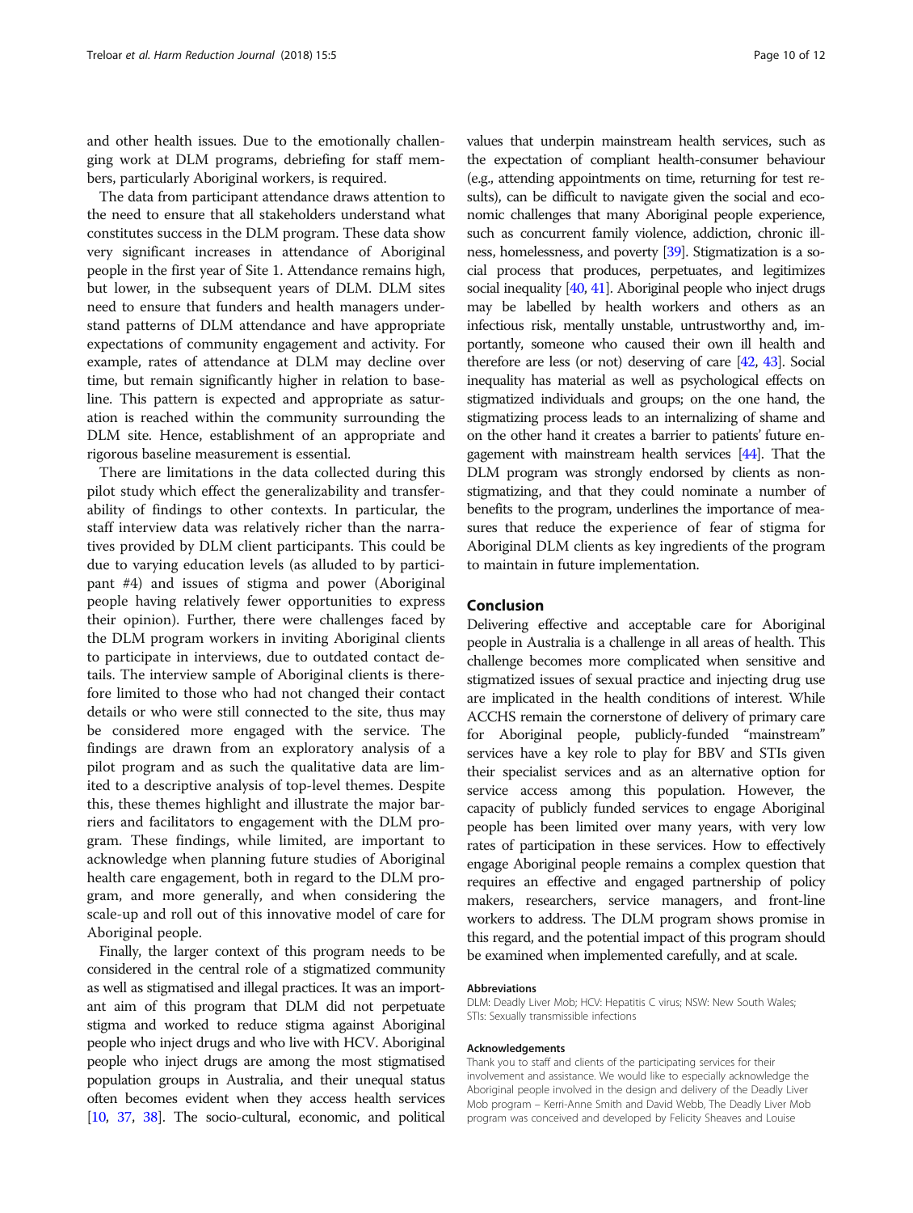and other health issues. Due to the emotionally challenging work at DLM programs, debriefing for staff members, particularly Aboriginal workers, is required.

The data from participant attendance draws attention to the need to ensure that all stakeholders understand what constitutes success in the DLM program. These data show very significant increases in attendance of Aboriginal people in the first year of Site 1. Attendance remains high, but lower, in the subsequent years of DLM. DLM sites need to ensure that funders and health managers understand patterns of DLM attendance and have appropriate expectations of community engagement and activity. For example, rates of attendance at DLM may decline over time, but remain significantly higher in relation to baseline. This pattern is expected and appropriate as saturation is reached within the community surrounding the DLM site. Hence, establishment of an appropriate and rigorous baseline measurement is essential.

There are limitations in the data collected during this pilot study which effect the generalizability and transferability of findings to other contexts. In particular, the staff interview data was relatively richer than the narratives provided by DLM client participants. This could be due to varying education levels (as alluded to by participant #4) and issues of stigma and power (Aboriginal people having relatively fewer opportunities to express their opinion). Further, there were challenges faced by the DLM program workers in inviting Aboriginal clients to participate in interviews, due to outdated contact details. The interview sample of Aboriginal clients is therefore limited to those who had not changed their contact details or who were still connected to the site, thus may be considered more engaged with the service. The findings are drawn from an exploratory analysis of a pilot program and as such the qualitative data are limited to a descriptive analysis of top-level themes. Despite this, these themes highlight and illustrate the major barriers and facilitators to engagement with the DLM program. These findings, while limited, are important to acknowledge when planning future studies of Aboriginal health care engagement, both in regard to the DLM program, and more generally, and when considering the scale-up and roll out of this innovative model of care for Aboriginal people.

Finally, the larger context of this program needs to be considered in the central role of a stigmatized community as well as stigmatised and illegal practices. It was an important aim of this program that DLM did not perpetuate stigma and worked to reduce stigma against Aboriginal people who inject drugs and who live with HCV. Aboriginal people who inject drugs are among the most stigmatised population groups in Australia, and their unequal status often becomes evident when they access health services [10, 37, 38]. The socio-cultural, economic, and political values that underpin mainstream health services, such as the expectation of compliant health-consumer behaviour (e.g., attending appointments on time, returning for test results), can be difficult to navigate given the social and economic challenges that many Aboriginal people experience, such as concurrent family violence, addiction, chronic illness, homelessness, and poverty [39]. Stigmatization is a social process that produces, perpetuates, and legitimizes social inequality [40, 41]. Aboriginal people who inject drugs may be labelled by health workers and others as an infectious risk, mentally unstable, untrustworthy and, importantly, someone who caused their own ill health and therefore are less (or not) deserving of care [42, 43]. Social inequality has material as well as psychological effects on stigmatized individuals and groups; on the one hand, the stigmatizing process leads to an internalizing of shame and on the other hand it creates a barrier to patients' future engagement with mainstream health services [44]. That the DLM program was strongly endorsed by clients as non-stigmatizing, and that they could nominate a number of benefits to the program, underlines the importance of measures that reduce the experience of fear of stigma for Aboriginal DLM clients as key ingredients of the program to maintain in future implementation.

## Conclusion

Delivering effective and acceptable care for Aboriginal people in Australia is a challenge in all areas of health. This challenge becomes more complicated when sensitive and stigmatized issues of sexual practice and injecting drug use are implicated in the health conditions of interest. While ACCHS remain the cornerstone of delivery of primary care for Aboriginal people, publicly-funded "mainstream" services have a key role to play for BBV and STIs given their specialist services and as an alternative option for service access among this population. However, the capacity of publicly funded services to engage Aboriginal people has been limited over many years, with very low rates of participation in these services. How to effectively engage Aboriginal people remains a complex question that requires an effective and engaged partnership of policy makers, researchers, service managers, and front-line workers to address. The DLM program shows promise in this regard, and the potential impact of this program should be examined when implemented carefully, and at scale.

### Abbreviations

DLM: Deadly Liver Mob; HCV: Hepatitis C virus; NSW: New South Wales; STIs: Sexually transmissible infections

### Acknowledgements

Thank you to staff and clients of the participating services for their involvement and assistance. We would like to especially acknowledge the Aboriginal people involved in the design and delivery of the Deadly Liver Mob program – Kerri-Anne Smith and David Webb, The Deadly Liver Mob program was conceived and developed by Felicity Sheaves and Louise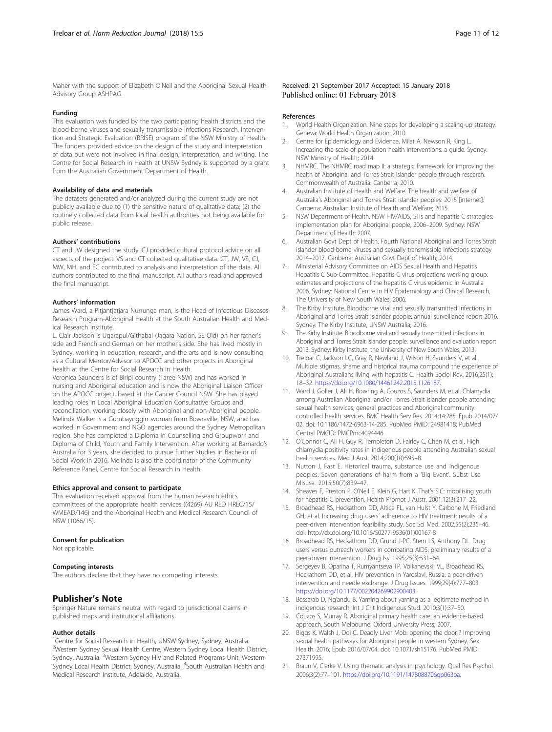Maher with the support of Elizabeth O'Neil and the Aboriginal Sexual Health Advisory Group ASHPAG.

#### Funding

This evaluation was funded by the two participating health districts and the blood-borne viruses and sexually transmissible infections Research, Intervention and Strategic Evaluation (BRISE) program of the NSW Ministry of Health. The funders provided advice on the design of the study and interpretation of data but were not involved in final design, interpretation, and writing. The Centre for Social Research in Health at UNSW Sydney is supported by a grant from the Australian Government Department of Health.

#### Availability of data and materials

The datasets generated and/or analyzed during the current study are not publicly available due to (1) the sensitive nature of qualitative data; (2) the routinely collected data from local health authorities not being available for public release.

#### Authors' contributions

CT and JW designed the study. CJ provided cultural protocol advice on all aspects of the project. VS and CT collected qualitative data. CT, JW, VS, CJ, MW, MH, and EC contributed to analysis and interpretation of the data. All authors contributed to the final manuscript. All authors read and approved the final manuscript.

#### Authors' information

James Ward, a Pitjantjatjara Nurrunga man, is the Head of Infectious Diseases Research Program-Aboriginal Health at the South Australian Health and Medical Research Institute.

L. Clair Jackson is Ugarapul/Githabal (Jagara Nation, SE Qld) on her father's side and French and German on her mother's side. She has lived mostly in Sydney, working in education, research, and the arts and is now consulting as a Cultural Mentor/Advisor to APOCC and other projects in Aboriginal health at the Centre for Social Research in Health.

Veronica Saunders is of Biripi country (Taree NSW) and has worked in nursing and Aboriginal education and is now the Aboriginal Liaison Officer on the APOCC project, based at the Cancer Council NSW. She has played leading roles in Local Aboriginal Education Consultative Groups and reconciliation, working closely with Aboriginal and non-Aboriginal people. Melinda Walker is a Gumbaynggirr woman from Bowraville, NSW, and has worked in Government and NGO agencies around the Sydney Metropolitan region. She has completed a Diploma in Counselling and Groupwork and Diploma of Child, Youth and Family Intervention. After working at Barnardo's Australia for 3 years, she decided to pursue further studies in Bachelor of Social Work in 2016. Melinda is also the coordinator of the Community Reference Panel, Centre for Social Research in Health.

#### Ethics approval and consent to participate

This evaluation received approval from the human research ethics committees of the appropriate health services ((4269) AU RED HREC/15/WMEAD/146) and the Aboriginal Health and Medical Research Council of NSW (1066/15).

#### Consent for publication

Not applicable.

#### Competing interests

The authors declare that they have no competing interests

## Publisher's Note

Springer Nature remains neutral with regard to jurisdictional claims in published maps and institutional affiliations.

#### Author details

[1]Centre for Social Research in Health, UNSW Sydney, Sydney, Australia. [2]Western Sydney Sexual Health Centre, Western Sydney Local Health District, Sydney, Australia. [3]Western Sydney HIV and Related Programs Unit, Western Sydney Local Health District, Sydney, Australia. [4]South Australian Health and Medical Research Institute, Adelaide, Australia.

Received: 21 September 2017 Accepted: 15 January 2018
Published online: 01 February 2018

#### References

1. World Health Organization. Nine steps for developing a scaling-up strategy. Geneva: World Health Organization; 2010.
2. Centre for Epidemiology and Evidence, Milat A, Newson R, King L. Increasing the scale of population health interventions: a guide. Sydney: NSW Ministry of Health; 2014.
3. NHMRC. The NHMRC road map II: a strategic framework for improving the health of Aboriginal and Torres Strait islander people through research. Commonwealth of Australia: Canberra; 2010.
4. Australian Institute of Health and Welfare. The health and welfare of Australia's Aboriginal and Torres Strait islander peoples: 2015 [internet]. Canberra: Australian Institute of Health and Welfare; 2015.
5. NSW Department of Health. NSW HIV/AIDS, STIs and hepatitis C strategies: implementation plan for Aboriginal people, 2006–2009. Sydney: NSW Department of Health; 2007.
6. Australian Govt Dept of Health. Fourth National Aboriginal and Torres Strait islander blood-borne viruses and sexually transmissible infections strategy 2014–2017. Canberra: Australian Govt Dept of Health; 2014.
7. Ministerial Advisory Committee on AIDS Sexual Health and Hepatitis Hepatitis C Sub-Committee. Hepatitis C virus projections working group: estimates and projections of the hepatitis C virus epidemic in Australia 2006. Sydney: National Centre in HIV Epidemiology and Clinical Research, The University of New South Wales; 2006.
8. The Kirby Institute. Bloodborne viral and sexually transmitted infections in Aboriginal and Torres Strait islander people: annual surveillance report 2016. Sydney: The Kirby Institute, UNSW Australia; 2016.
9. The Kirby Institute. Bloodborne viral and sexually transmitted infections in Aboriginal and Torres Strait islander people: surveillance and evaluation report 2013. Sydney: Kirby Institute, the University of New South Wales; 2013.
10. Treloar C, Jackson LC, Gray R, Newland J, Wilson H, Saunders V, et al. Multiple stigmas, shame and historical trauma compound the experience of Aboriginal Australians living with hepatitis C. Health Sociol Rev. 2016;25(1): 18–32. https://doi.org/10.1080/14461242.2015.1126187.
11. Ward J, Goller J, Ali H, Bowring A, Couzos S, Saunders M, et al. Chlamydia among Australian Aboriginal and/or Torres Strait islander people attending sexual health services, general practices and Aboriginal community controlled health services. BMC Health Serv Res. 2014;14:285. Epub 2014/07/02. doi: 10.1186/1472-6963-14-285. PubMed PMID: 24981418; PubMed Central PMCID: PMCPmc4094446
12. O'Connor C, Ali H, Guy R, Templeton D, Fairley C, Chen M, et al. High chlamydia positivity rates in indigenous people attending Australian sexual health services. Med J Aust. 2014;200(10):595–8.
13. Nutton J, Fast E. Historical trauma, substance use and Indigenous peoples: Seven generations of harm from a 'Big Event'. Subst Use Misuse. 2015;50(7):839–47.
14. Sheaves F, Preston P, O'Neil E, Klein G, Hart K. That's SIC: mobilising youth for hepatitis C prevention. Health Promot J Austr. 2001;12(3):217–22.
15. Broadhead RS, Heckathorn DD, Altice FL, van Hulst Y, Carbone M, Friedland GH, et al. Increasing drug users' adherence to HIV treatment: results of a peer-driven intervention feasibility study. Soc Sci Med. 2002;55(2):235–46. doi: http://dx.doi.org/10.1016/S0277-9536(01)00167-8
16. Broadhead RS, Heckathorn DD, Grund J-PC, Stern LS, Anthony DL. Drug users versus outreach workers in combating AIDS: preliminary results of a peer-driven intervention. J Drug Iss. 1995;25(3):531–64.
17. Sergeyev B, Oparina T, Rumyantseva TP, Volkanevskii VL, Broadhead RS, Heckathorn DD, et al. HIV prevention in Yaroslavl, Russia: a peer-driven intervention and needle exchange. J Drug Issues. 1999;29(4):777–803. https://doi.org/10.1177/002204269902900403.
18. Bessarab D, Ng'andu B. Yarning about yarning as a legitimate method in indigenous research. Int J Crit Indigenous Stud. 2010;3(1):37–50.
19. Couzos S, Murray R. Aboriginal primary health care: an evidence-based approach. South Melbourne: Oxford University Press; 2007.
20. Biggs K, Walsh J, Ooi C. Deadly Liver Mob: opening the door ? Improving sexual health pathways for Aboriginal people in western Sydney. Sex Health. 2016; Epub 2016/07/04. doi: 10.1071/sh15176. PubMed PMID: 27371995.
21. Braun V, Clarke V. Using thematic analysis in psychology. Qual Res Psychol. 2006;3(2):77–101. https://doi.org/10.1191/1478088706qp063oa.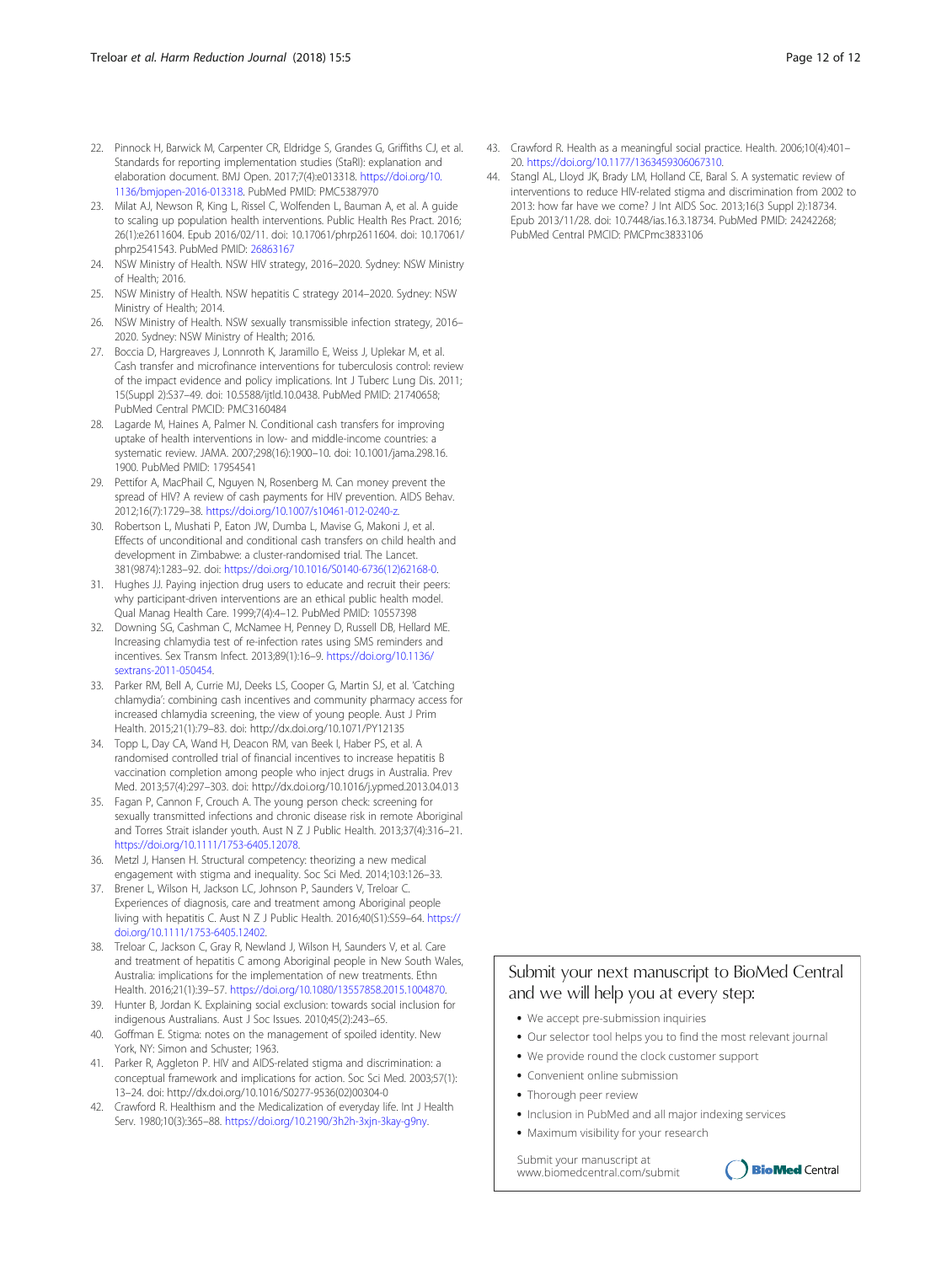22. Pinnock H, Barwick M, Carpenter CR, Eldridge S, Grandes G, Griffiths CJ, et al. Standards for reporting implementation studies (StaRI): explanation and elaboration document. BMJ Open. 2017;7(4):e013318. https://doi.org/10.1136/bmjopen-2016-013318. PubMed PMID: PMC5387970
23. Milat AJ, Newson R, King L, Rissel C, Wolfenden L, Bauman A, et al. A guide to scaling up population health interventions. Public Health Res Pract. 2016; 26(1):e2611604. Epub 2016/02/11. doi: 10.17061/phrp2611604. doi: 10.17061/phrp2541543. PubMed PMID: 26863167
24. NSW Ministry of Health. NSW HIV strategy, 2016–2020. Sydney: NSW Ministry of Health; 2016.
25. NSW Ministry of Health. NSW hepatitis C strategy 2014–2020. Sydney: NSW Ministry of Health; 2014.
26. NSW Ministry of Health. NSW sexually transmissible infection strategy, 2016–2020. Sydney: NSW Ministry of Health; 2016.
27. Boccia D, Hargreaves J, Lonnroth K, Jaramillo E, Weiss J, Uplekar M, et al. Cash transfer and microfinance interventions for tuberculosis control: review of the impact evidence and policy implications. Int J Tuberc Lung Dis. 2011; 15(Suppl 2):S37–49. doi: 10.5588/ijtld.10.0438. PubMed PMID: 21740658; PubMed Central PMCID: PMC3160484
28. Lagarde M, Haines A, Palmer N. Conditional cash transfers for improving uptake of health interventions in low- and middle-income countries: a systematic review. JAMA. 2007;298(16):1900–10. doi: 10.1001/jama.298.16.1900. PubMed PMID: 17954541
29. Pettifor A, MacPhail C, Nguyen N, Rosenberg M. Can money prevent the spread of HIV? A review of cash payments for HIV prevention. AIDS Behav. 2012;16(7):1729–38. https://doi.org/10.1007/s10461-012-0240-z.
30. Robertson L, Mushati P, Eaton JW, Dumba L, Mavise G, Makoni J, et al. Effects of unconditional and conditional cash transfers on child health and development in Zimbabwe: a cluster-randomised trial. The Lancet. 381(9874):1283–92. doi: https://doi.org/10.1016/S0140-6736(12)62168-0.
31. Hughes JJ. Paying injection drug users to educate and recruit their peers: why participant-driven interventions are an ethical public health model. Qual Manag Health Care. 1999;7(4):4–12. PubMed PMID: 10557398
32. Downing SG, Cashman C, McNamee H, Penney D, Russell DB, Hellard ME. Increasing chlamydia test of re-infection rates using SMS reminders and incentives. Sex Transm Infect. 2013;89(1):16–9. https://doi.org/10.1136/sextrans-2011-050454.
33. Parker RM, Bell A, Currie MJ, Deeks LS, Cooper G, Martin SJ, et al. 'Catching chlamydia': combining cash incentives and community pharmacy access for increased chlamydia screening, the view of young people. Aust J Prim Health. 2015;21(1):79–83. doi: http://dx.doi.org/10.1071/PY12135
34. Topp L, Day CA, Wand H, Deacon RM, van Beek I, Haber PS, et al. A randomised controlled trial of financial incentives to increase hepatitis B vaccination completion among people who inject drugs in Australia. Prev Med. 2013;57(4):297–303. doi: http://dx.doi.org/10.1016/j.ypmed.2013.04.013
35. Fagan P, Cannon F, Crouch A. The young person check: screening for sexually transmitted infections and chronic disease risk in remote Aboriginal and Torres Strait islander youth. Aust N Z J Public Health. 2013;37(4):316–21. https://doi.org/10.1111/1753-6405.12078.
36. Metzl J, Hansen H. Structural competency: theorizing a new medical engagement with stigma and inequality. Soc Sci Med. 2014;103:126–33.
37. Brener L, Wilson H, Jackson LC, Johnson P, Saunders V, Treloar C. Experiences of diagnosis, care and treatment among Aboriginal people living with hepatitis C. Aust N Z J Public Health. 2016;40(S1):S59–64. https://doi.org/10.1111/1753-6405.12402.
38. Treloar C, Jackson C, Gray R, Newland J, Wilson H, Saunders V, et al. Care and treatment of hepatitis C among Aboriginal people in New South Wales, Australia: implications for the implementation of new treatments. Ethn Health. 2016;21(1):39–57. https://doi.org/10.1080/13557858.2015.1004870.
39. Hunter B, Jordan K. Explaining social exclusion: towards social inclusion for indigenous Australians. Aust J Soc Issues. 2010;45(2):243–65.
40. Goffman E. Stigma: notes on the management of spoiled identity. New York, NY: Simon and Schuster; 1963.
41. Parker R, Aggleton P. HIV and AIDS-related stigma and discrimination: a conceptual framework and implications for action. Soc Sci Med. 2003;57(1):13–24. doi: http://dx.doi.org/10.1016/S0277-9536(02)00304-0
42. Crawford R. Healthism and the Medicalization of everyday life. Int J Health Serv. 1980;10(3):365–88. https://doi.org/10.2190/3h2h-3xjn-3kay-g9ny.
43. Crawford R. Health as a meaningful social practice. Health. 2006;10(4):401–20. https://doi.org/10.1177/1363459306067310.
44. Stangl AL, Lloyd JK, Brady LM, Holland CE, Baral S. A systematic review of interventions to reduce HIV-related stigma and discrimination from 2002 to 2013: how far have we come? J Int AIDS Soc. 2013;16(3 Suppl 2):18734. Epub 2013/11/28. doi: 10.7448/ias.16.3.18734. PubMed PMID: 24242268; PubMed Central PMCID: PMCPmc3833106

Submit your next manuscript to BioMed Central and we will help you at every step:

- We accept pre-submission inquiries
- Our selector tool helps you to find the most relevant journal
- We provide round the clock customer support
- Convenient online submission
- Thorough peer review
- Inclusion in PubMed and all major indexing services
- Maximum visibility for your research

Submit your manuscript at
www.biomedcentral.com/submit

BioMed Central